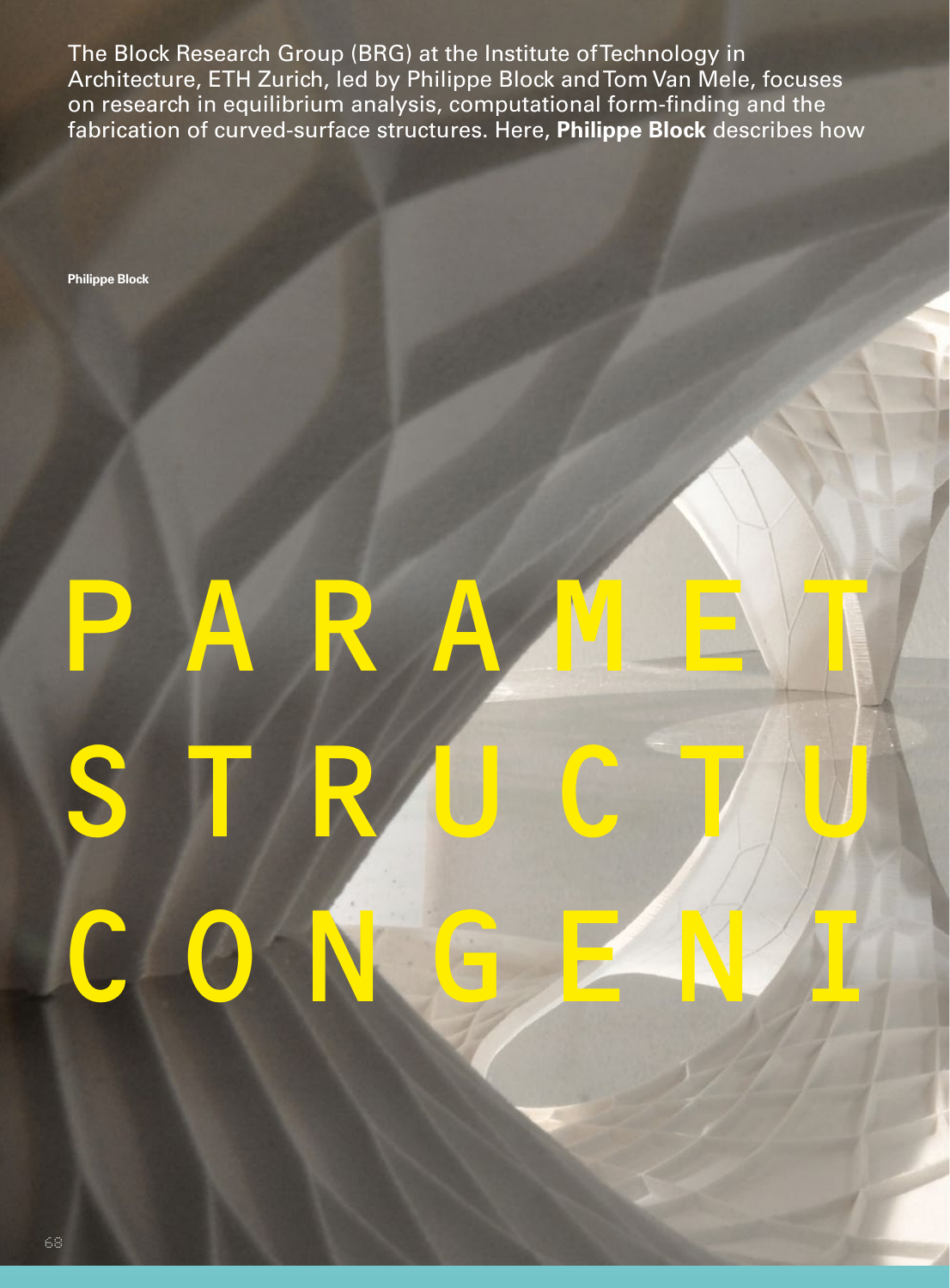The Block Research Group (BRG) at the Institute of Technology in Architecture, ETH Zurich, led by Philippe Block and Tom Van Mele, focuses on research in equilibrium analysis, computational form-finding and the fabrication of curved-surface structures. Here, **Philippe Block** describes how

**Philippe Block**

# P A R A M E T
# S T R U C T U
# C O N G E N I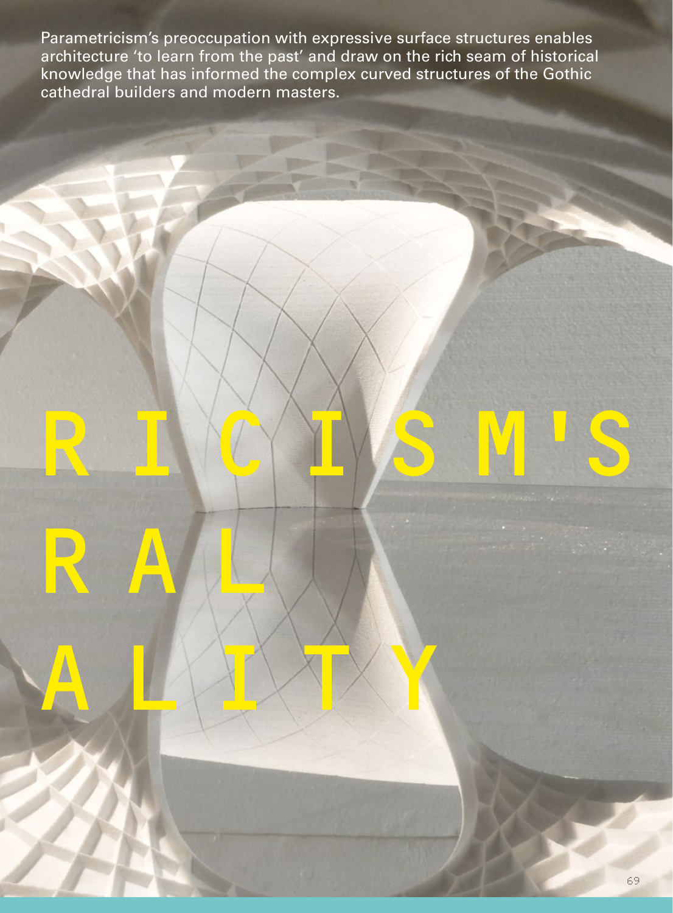Parametricism's preoccupation with expressive surface structures enables architecture 'to learn from the past' and draw on the rich seam of historical knowledge that has informed the complex curved structures of the Gothic cathedral builders and modern masters.

# RICISM'S RAL ALITY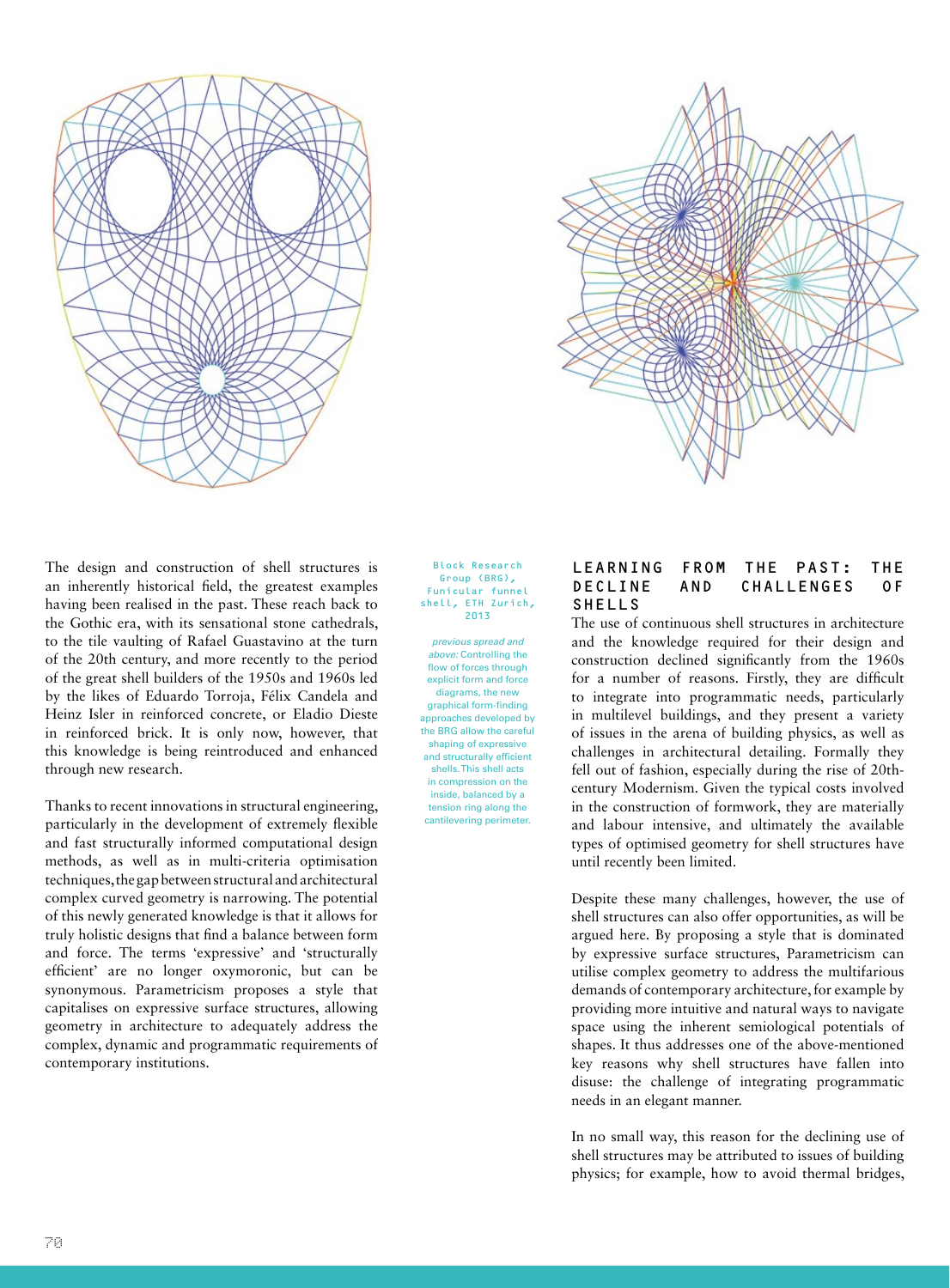The design and construction of shell structures is an inherently historical field, the greatest examples having been realised in the past. These reach back to the Gothic era, with its sensational stone cathedrals, to the tile vaulting of Rafael Guastavino at the turn of the 20th century, and more recently to the period of the great shell builders of the 1950s and 1960s led by the likes of Eduardo Torroja, Félix Candela and Heinz Isler in reinforced concrete, or Eladio Dieste in reinforced brick. It is only now, however, that this knowledge is being reintroduced and enhanced through new research.

Thanks to recent innovations in structural engineering, particularly in the development of extremely flexible and fast structurally informed computational design methods, as well as in multi-criteria optimisation techniques, the gap between structural and architectural complex curved geometry is narrowing. The potential of this newly generated knowledge is that it allows for truly holistic designs that find a balance between form and force. The terms 'expressive' and 'structurally efficient' are no longer oxymoronic, but can be synonymous. Parametricism proposes a style that capitalises on expressive surface structures, allowing geometry in architecture to adequately address the complex, dynamic and programmatic requirements of contemporary institutions.

Block Research Group (BRG), Funicular funnel shell, ETH Zurich, 2013

*previous spread and above:* Controlling the flow of forces through explicit form and force diagrams, the new graphical form-finding approaches developed by the BRG allow the careful shaping of expressive and structurally efficient shells. This shell acts in compression on the inside, balanced by a tension ring along the cantilevering perimeter.

## LEARNING FROM THE PAST: THE DECLINE AND CHALLENGES OF SHELLS

The use of continuous shell structures in architecture and the knowledge required for their design and construction declined significantly from the 1960s for a number of reasons. Firstly, they are difficult to integrate into programmatic needs, particularly in multilevel buildings, and they present a variety of issues in the arena of building physics, as well as challenges in architectural detailing. Formally they fell out of fashion, especially during the rise of 20th-century Modernism. Given the typical costs involved in the construction of formwork, they are materially and labour intensive, and ultimately the available types of optimised geometry for shell structures have until recently been limited.

Despite these many challenges, however, the use of shell structures can also offer opportunities, as will be argued here. By proposing a style that is dominated by expressive surface structures, Parametricism can utilise complex geometry to address the multifarious demands of contemporary architecture, for example by providing more intuitive and natural ways to navigate space using the inherent semiological potentials of shapes. It thus addresses one of the above-mentioned key reasons why shell structures have fallen into disuse: the challenge of integrating programmatic needs in an elegant manner.

In no small way, this reason for the declining use of shell structures may be attributed to issues of building physics; for example, how to avoid thermal bridges,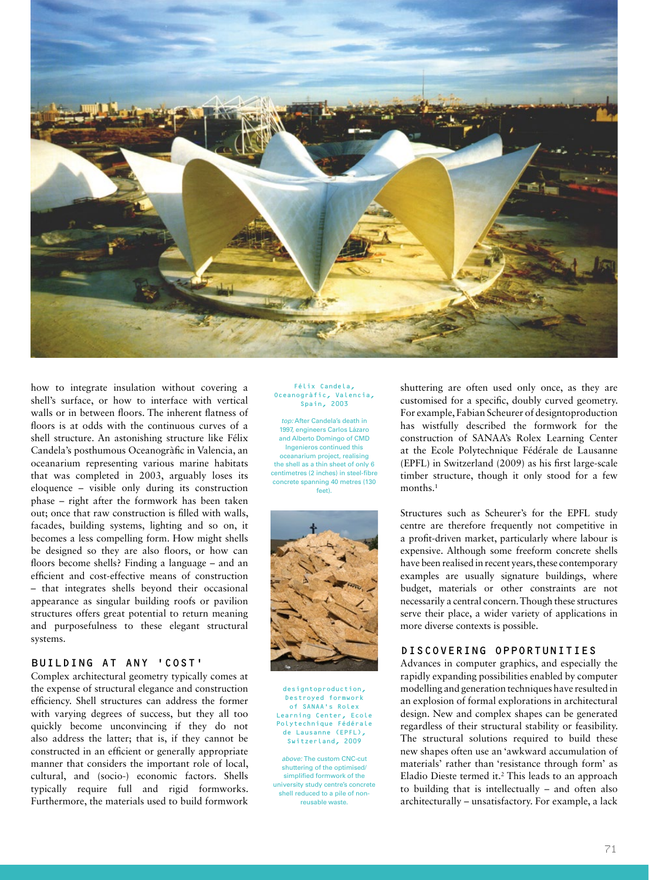how to integrate insulation without covering a shell's surface, or how to interface with vertical walls or in between floors. The inherent flatness of floors is at odds with the continuous curves of a shell structure. An astonishing structure like Félix Candela's posthumous Oceanogràfic in Valencia, an oceanarium representing various marine habitats that was completed in 2003, arguably loses its eloquence – visible only during its construction phase – right after the formwork has been taken out; once that raw construction is filled with walls, facades, building systems, lighting and so on, it becomes a less compelling form. How might shells be designed so they are also floors, or how can floors become shells? Finding a language – and an efficient and cost-effective means of construction – that integrates shells beyond their occasional appearance as singular building roofs or pavilion structures offers great potential to return meaning and purposefulness to these elegant structural systems.

## BUILDING AT ANY 'COST'

Complex architectural geometry typically comes at the expense of structural elegance and construction efficiency. Shell structures can address the former with varying degrees of success, but they all too quickly become unconvincing if they do not also address the latter; that is, if they cannot be constructed in an efficient or generally appropriate manner that considers the important role of local, cultural, and (socio-) economic factors. Shells typically require full and rigid formworks. Furthermore, the materials used to build formwork shuttering are often used only once, as they are customised for a specific, doubly curved geometry. For example, Fabian Scheurer of designtoproduction has wistfully described the formwork for the construction of SANAA's Rolex Learning Center at the Ecole Polytechnique Fédérale de Lausanne (EPFL) in Switzerland (2009) as his first large-scale timber structure, though it only stood for a few months.[1]

Structures such as Scheurer's for the EPFL study centre are therefore frequently not competitive in a profit-driven market, particularly where labour is expensive. Although some freeform concrete shells have been realised in recent years, these contemporary examples are usually signature buildings, where budget, materials or other constraints are not necessarily a central concern. Though these structures serve their place, a wider variety of applications in more diverse contexts is possible.

## DISCOVERING OPPORTUNITIES

Advances in computer graphics, and especially the rapidly expanding possibilities enabled by computer modelling and generation techniques have resulted in an explosion of formal explorations in architectural design. New and complex shapes can be generated regardless of their structural stability or feasibility. The structural solutions required to build these new shapes often use an 'awkward accumulation of materials' rather than 'resistance through form' as Eladio Dieste termed it.[2] This leads to an approach to building that is intellectually – and often also architecturally – unsatisfactory. For example, a lack

Félix Candela, Oceanogràfic, Valencia, Spain, 2003

*top:* After Candela's death in 1997, engineers Carlos Lázaro and Alberto Domingo of CMD Ingenieros continued this oceanarium project, realising the shell as a thin sheet of only 6 centimetres (2 inches) in steel-fibre concrete spanning 40 metres (130 feet).

designtoproduction, Destroyed formwork of SANAA's Rolex Learning Center, Ecole Polytechnique Fédérale de Lausanne (EPFL), Switzerland, 2009

*above:* The custom CNC-cut shuttering of the optimised/simplified formwork of the university study centre's concrete shell reduced to a pile of non-reusable waste.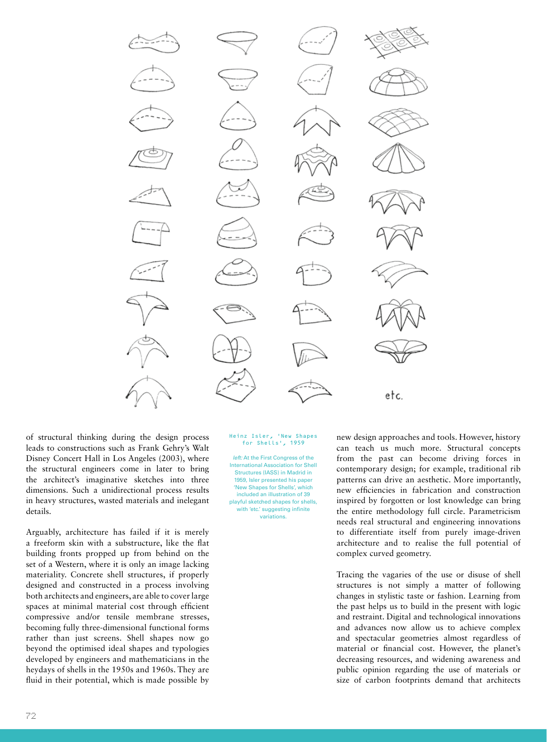etc.

Heinz Isler, 'New Shapes for Shells', 1959

*left:* At the First Congress of the International Association for Shell Structures (IASS) in Madrid in 1959, Isler presented his paper 'New Shapes for Shells', which included an illustration of 39 playful sketched shapes for shells, with 'etc.' suggesting infinite variations.

of structural thinking during the design process leads to constructions such as Frank Gehry's Walt Disney Concert Hall in Los Angeles (2003), where the structural engineers come in later to bring the architect's imaginative sketches into three dimensions. Such a unidirectional process results in heavy structures, wasted materials and inelegant details.

Arguably, architecture has failed if it is merely a freeform skin with a substructure, like the flat building fronts propped up from behind on the set of a Western, where it is only an image lacking materiality. Concrete shell structures, if properly designed and constructed in a process involving both architects and engineers, are able to cover large spaces at minimal material cost through efficient compressive and/or tensile membrane stresses, becoming fully three-dimensional functional forms rather than just screens. Shell shapes now go beyond the optimised ideal shapes and typologies developed by engineers and mathematicians in the heydays of shells in the 1950s and 1960s. They are fluid in their potential, which is made possible by new design approaches and tools. However, history can teach us much more. Structural concepts from the past can become driving forces in contemporary design; for example, traditional rib patterns can drive an aesthetic. More importantly, new efficiencies in fabrication and construction inspired by forgotten or lost knowledge can bring the entire methodology full circle. Parametricism needs real structural and engineering innovations to differentiate itself from purely image-driven architecture and to realise the full potential of complex curved geometry.

Tracing the vagaries of the use or disuse of shell structures is not simply a matter of following changes in stylistic taste or fashion. Learning from the past helps us to build in the present with logic and restraint. Digital and technological innovations and advances now allow us to achieve complex and spectacular geometries almost regardless of material or financial cost. However, the planet's decreasing resources, and widening awareness and public opinion regarding the use of materials or size of carbon footprints demand that architects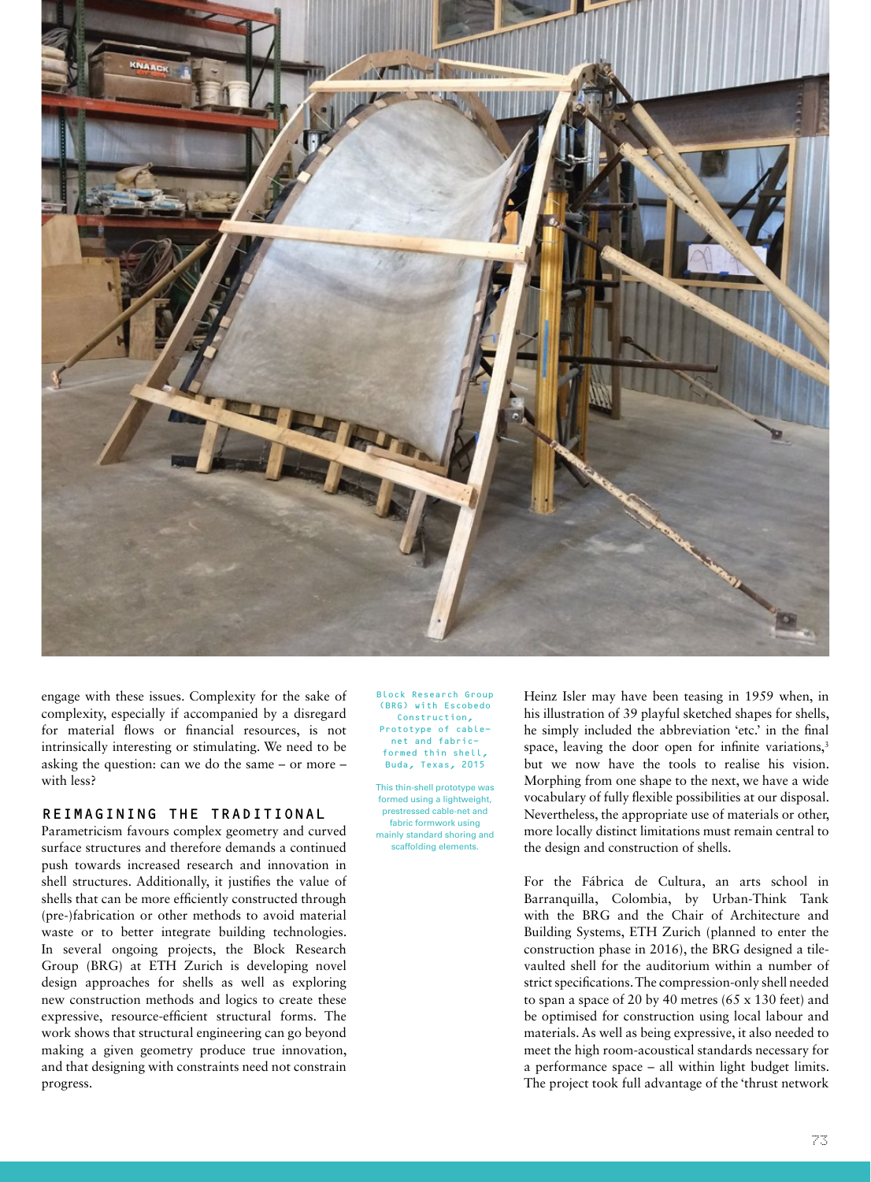engage with these issues. Complexity for the sake of complexity, especially if accompanied by a disregard for material flows or financial resources, is not intrinsically interesting or stimulating. We need to be asking the question: can we do the same – or more – with less?

## REIMAGINING THE TRADITIONAL

Parametricism favours complex geometry and curved surface structures and therefore demands a continued push towards increased research and innovation in shell structures. Additionally, it justifies the value of shells that can be more efficiently constructed through (pre-)fabrication or other methods to avoid material waste or to better integrate building technologies. In several ongoing projects, the Block Research Group (BRG) at ETH Zurich is developing novel design approaches for shells as well as exploring new construction methods and logics to create these expressive, resource-efficient structural forms. The work shows that structural engineering can go beyond making a given geometry produce true innovation, and that designing with constraints need not constrain progress.

Block Research Group (BRG) with Escobedo Construction, Prototype of cable-net and fabric-formed thin shell, Buda, Texas, 2015

This thin-shell prototype was formed using a lightweight, prestressed cable-net and fabric formwork using mainly standard shoring and scaffolding elements.

Heinz Isler may have been teasing in 1959 when, in his illustration of 39 playful sketched shapes for shells, he simply included the abbreviation 'etc.' in the final space, leaving the door open for infinite variations,[3] but we now have the tools to realise his vision. Morphing from one shape to the next, we have a wide vocabulary of fully flexible possibilities at our disposal. Nevertheless, the appropriate use of materials or other, more locally distinct limitations must remain central to the design and construction of shells.

For the Fábrica de Cultura, an arts school in Barranquilla, Colombia, by Urban-Think Tank with the BRG and the Chair of Architecture and Building Systems, ETH Zurich (planned to enter the construction phase in 2016), the BRG designed a tile-vaulted shell for the auditorium within a number of strict specifications. The compression-only shell needed to span a space of 20 by 40 metres (65 x 130 feet) and be optimised for construction using local labour and materials. As well as being expressive, it also needed to meet the high room-acoustical standards necessary for a performance space – all within light budget limits. The project took full advantage of the 'thrust network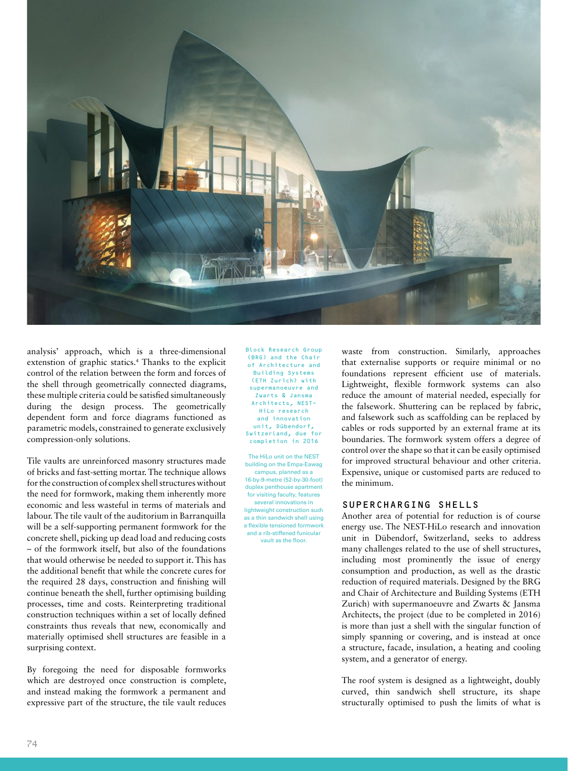analysis' approach, which is a three-dimensional extension of graphic statics.[4] Thanks to the explicit control of the relation between the form and forces of the shell through geometrically connected diagrams, these multiple criteria could be satisfied simultaneously during the design process. The geometrically dependent form and force diagrams functioned as parametric models, constrained to generate exclusively compression-only solutions.

Tile vaults are unreinforced masonry structures made of bricks and fast-setting mortar. The technique allows for the construction of complex shell structures without the need for formwork, making them inherently more economic and less wasteful in terms of materials and labour. The tile vault of the auditorium in Barranquilla will be a self-supporting permanent formwork for the concrete shell, picking up dead load and reducing costs – of the formwork itself, but also of the foundations that would otherwise be needed to support it. This has the additional benefit that while the concrete cures for the required 28 days, construction and finishing will continue beneath the shell, further optimising building processes, time and costs. Reinterpreting traditional construction techniques within a set of locally defined constraints thus reveals that new, economically and materially optimised shell structures are feasible in a surprising context.

By foregoing the need for disposable formworks which are destroyed once construction is complete, and instead making the formwork a permanent and expressive part of the structure, the tile vault reduces waste from construction. Similarly, approaches that externalise supports or require minimal or no foundations represent efficient use of materials. Lightweight, flexible formwork systems can also reduce the amount of material needed, especially for the falsework. Shuttering can be replaced by fabric, and falsework such as scaffolding can be replaced by cables or rods supported by an external frame at its boundaries. The formwork system offers a degree of control over the shape so that it can be easily optimised for improved structural behaviour and other criteria. Expensive, unique or customised parts are reduced to the minimum.

Block Research Group (BRG) and the Chair of Architecture and Building Systems (ETH Zurich) with supermanoeuvre and Zwarts & Jansma Architects, NEST–HiLo research and innovation unit, Dübendorf, Switzerland, due for completion in 2016

The HiLo unit on the NEST building on the Empa-Eawag campus, planned as a 16-by-9-metre (52-by-30-foot) duplex penthouse apartment for visiting faculty, features several innovations in lightweight construction such as a thin sandwich shell using a flexible tensioned formwork and a rib-stiffened funicular vault as the floor.

## SUPERCHARGING SHELLS

Another area of potential for reduction is of course energy use. The NEST-HiLo research and innovation unit in Dübendorf, Switzerland, seeks to address many challenges related to the use of shell structures, including most prominently the issue of energy consumption and production, as well as the drastic reduction of required materials. Designed by the BRG and Chair of Architecture and Building Systems (ETH Zurich) with supermanoeuvre and Zwarts & Jansma Architects, the project (due to be completed in 2016) is more than just a shell with the singular function of simply spanning or covering, and is instead at once a structure, facade, insulation, a heating and cooling system, and a generator of energy.

The roof system is designed as a lightweight, doubly curved, thin sandwich shell structure, its shape structurally optimised to push the limits of what is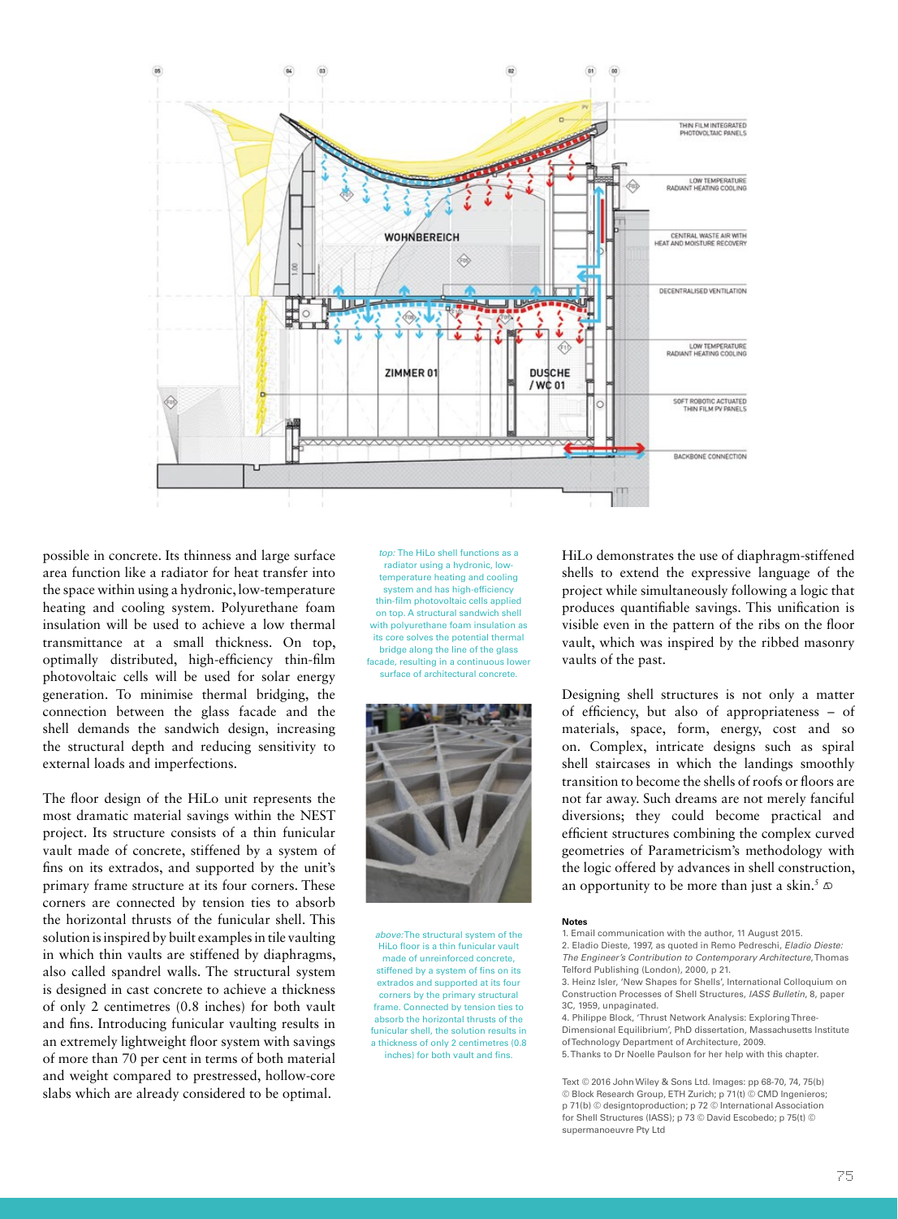possible in concrete. Its thinness and large surface area function like a radiator for heat transfer into the space within using a hydronic, low-temperature heating and cooling system. Polyurethane foam insulation will be used to achieve a low thermal transmittance at a small thickness. On top, optimally distributed, high-efficiency thin-film photovoltaic cells will be used for solar energy generation. To minimise thermal bridging, the connection between the glass facade and the shell demands the sandwich design, increasing the structural depth and reducing sensitivity to external loads and imperfections.

The floor design of the HiLo unit represents the most dramatic material savings within the NEST project. Its structure consists of a thin funicular vault made of concrete, stiffened by a system of fins on its extrados, and supported by the unit's primary frame structure at its four corners. These corners are connected by tension ties to absorb the horizontal thrusts of the funicular shell. This solution is inspired by built examples in tile vaulting in which thin vaults are stiffened by diaphragms, also called spandrel walls. The structural system is designed in cast concrete to achieve a thickness of only 2 centimetres (0.8 inches) for both vault and fins. Introducing funicular vaulting results in an extremely lightweight floor system with savings of more than 70 per cent in terms of both material and weight compared to prestressed, hollow-core slabs which are already considered to be optimal.

*top:* The HiLo shell functions as a radiator using a hydronic, low-temperature heating and cooling system and has high-efficiency thin-film photovoltaic cells applied on top. A structural sandwich shell with polyurethane foam insulation as its core solves the potential thermal bridge along the line of the glass facade, resulting in a continuous lower surface of architectural concrete.

*above:* The structural system of the HiLo floor is a thin funicular vault made of unreinforced concrete, stiffened by a system of fins on its extrados and supported at its four corners by the primary structural frame. Connected by tension ties to absorb the horizontal thrusts of the funicular shell, the solution results in a thickness of only 2 centimetres (0.8 inches) for both vault and fins.

HiLo demonstrates the use of diaphragm-stiffened shells to extend the expressive language of the project while simultaneously following a logic that produces quantifiable savings. This unification is visible even in the pattern of the ribs on the floor vault, which was inspired by the ribbed masonry vaults of the past.

Designing shell structures is not only a matter of efficiency, but also of appropriateness – of materials, space, form, energy, cost and so on. Complex, intricate designs such as spiral shell staircases in which the landings smoothly transition to become the shells of roofs or floors are not far away. Such dreams are not merely fanciful diversions; they could become practical and efficient structures combining the complex curved geometries of Parametricism's methodology with the logic offered by advances in shell construction, an opportunity to be more than just a skin.[5]

**Notes**

1. Email communication with the author, 11 August 2015.
2. Eladio Dieste, 1997, as quoted in Remo Pedreschi, *Eladio Dieste: The Engineer's Contribution to Contemporary Architecture*, Thomas Telford Publishing (London), 2000, p 21.
3. Heinz Isler, 'New Shapes for Shells', International Colloquium on Construction Processes of Shell Structures, *IASS Bulletin*, 8, paper 3C, 1959, unpaginated.
4. Philippe Block, 'Thrust Network Analysis: Exploring Three-Dimensional Equilibrium', PhD dissertation, Massachusetts Institute of Technology Department of Architecture, 2009.
5. Thanks to Dr Noelle Paulson for her help with this chapter.

Text © 2016 John Wiley & Sons Ltd. Images: pp 68-70, 74, 75(b) © Block Research Group, ETH Zurich; p 71(t) © CMD Ingenieros; p 71(b) © designtoproduction; p 72 © International Association for Shell Structures (IASS); p 73 © David Escobedo; p 75(t) © supermanoeuvre Pty Ltd